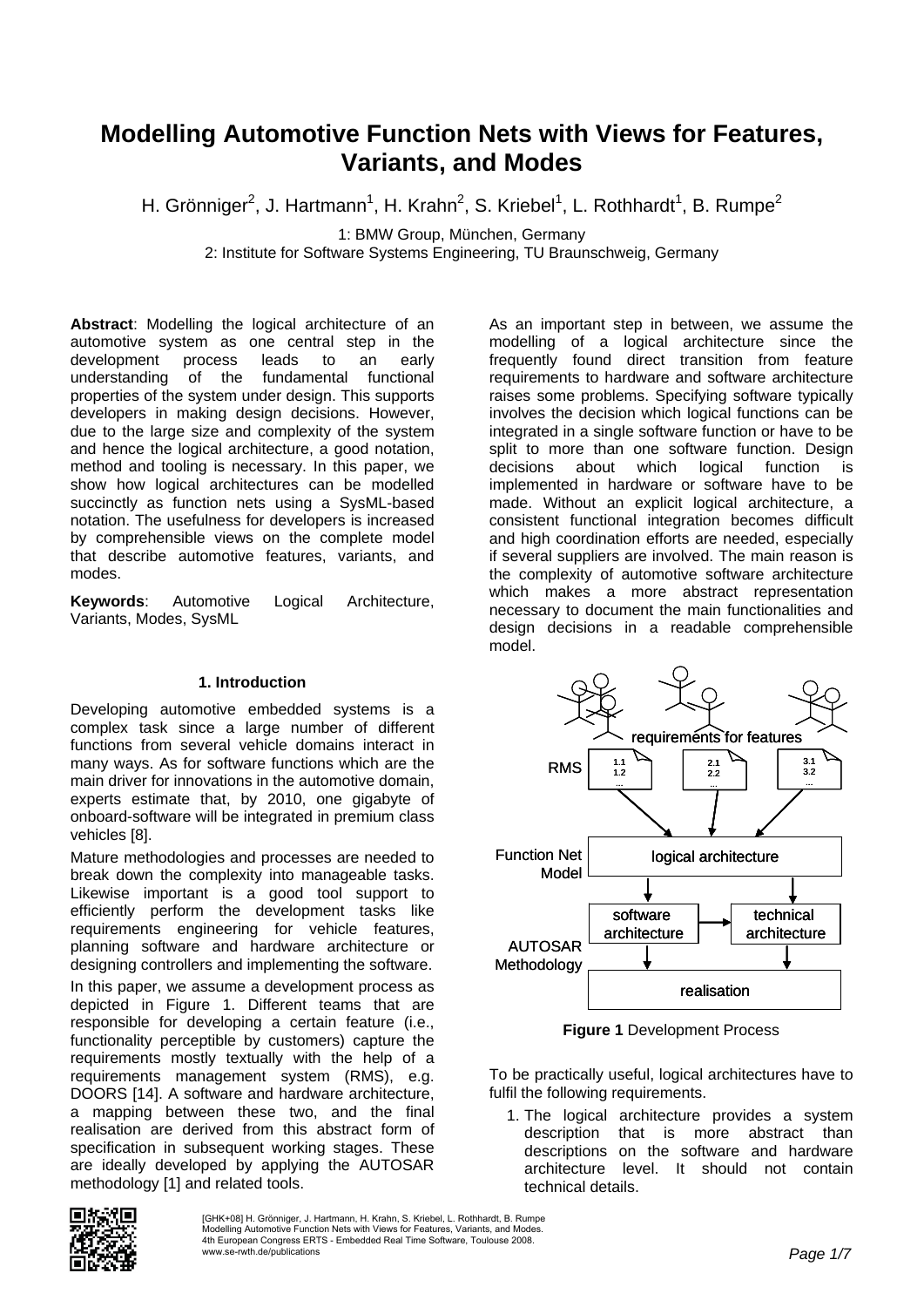# Modelling Automotive Function Nets with Views for Features, Variants, and Modes

H. Grönniger[2], J. Hartmann[1], H. Krahn[2], S. Kriebel[1], L. Rothhardt[1], B. Rumpe[2]

1: BMW Group, München, Germany
2: Institute for Software Systems Engineering, TU Braunschweig, Germany

**Abstract**: Modelling the logical architecture of an automotive system as one central step in the development process leads to an early understanding of the fundamental functional properties of the system under design. This supports developers in making design decisions. However, due to the large size and complexity of the system and hence the logical architecture, a good notation, method and tooling is necessary. In this paper, we show how logical architectures can be modelled succinctly as function nets using a SysML-based notation. The usefulness for developers is increased by comprehensible views on the complete model that describe automotive features, variants, and modes.

**Keywords**: Automotive Logical Architecture, Variants, Modes, SysML

## 1. Introduction

Developing automotive embedded systems is a complex task since a large number of different functions from several vehicle domains interact in many ways. As for software functions which are the main driver for innovations in the automotive domain, experts estimate that, by 2010, one gigabyte of onboard-software will be integrated in premium class vehicles [8].

Mature methodologies and processes are needed to break down the complexity into manageable tasks. Likewise important is a good tool support to efficiently perform the development tasks like requirements engineering for vehicle features, planning software and hardware architecture or designing controllers and implementing the software.

In this paper, we assume a development process as depicted in Figure 1. Different teams that are responsible for developing a certain feature (i.e., functionality perceptible by customers) capture the requirements mostly textually with the help of a requirements management system (RMS), e.g. DOORS [14]. A software and hardware architecture, a mapping between these two, and the final realisation are derived from this abstract form of specification in subsequent working stages. These are ideally developed by applying the AUTOSAR methodology [1] and related tools.

As an important step in between, we assume the modelling of a logical architecture since the frequently found direct transition from feature requirements to hardware and software architecture raises some problems. Specifying software typically involves the decision which logical functions can be integrated in a single software function or have to be split to more than one software function. Design decisions about which logical function is implemented in hardware or software have to be made. Without an explicit logical architecture, a consistent functional integration becomes difficult and high coordination efforts are needed, especially if several suppliers are involved. The main reason is the complexity of automotive software architecture which makes a more abstract representation necessary to document the main functionalities and design decisions in a readable comprehensible model.

**Figure 1** Development Process

To be practically useful, logical architectures have to fulfil the following requirements.

1. The logical architecture provides a system description that is more abstract than descriptions on the software and hardware architecture level. It should not contain technical details.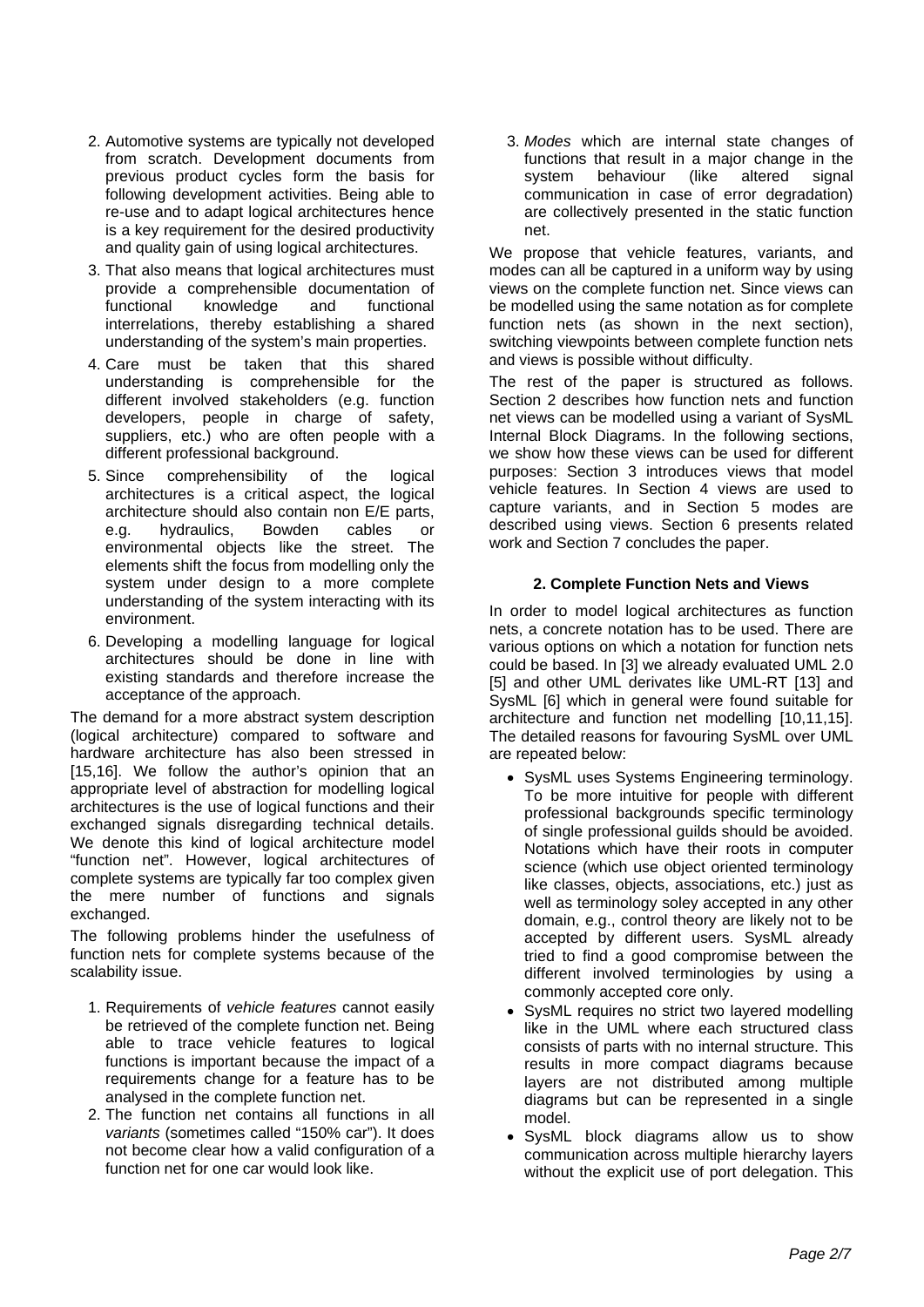2. Automotive systems are typically not developed from scratch. Development documents from previous product cycles form the basis for following development activities. Being able to re-use and to adapt logical architectures hence is a key requirement for the desired productivity and quality gain of using logical architectures.
3. That also means that logical architectures must provide a comprehensible documentation of functional knowledge and functional interrelations, thereby establishing a shared understanding of the system's main properties.
4. Care must be taken that this shared understanding is comprehensible for the different involved stakeholders (e.g. function developers, people in charge of safety, suppliers, etc.) who are often people with a different professional background.
5. Since comprehensibility of the logical architectures is a critical aspect, the logical architecture should also contain non E/E parts, e.g. hydraulics, Bowden cables or environmental objects like the street. The elements shift the focus from modelling only the system under design to a more complete understanding of the system interacting with its environment.
6. Developing a modelling language for logical architectures should be done in line with existing standards and therefore increase the acceptance of the approach.

The demand for a more abstract system description (logical architecture) compared to software and hardware architecture has also been stressed in [15,16]. We follow the author's opinion that an appropriate level of abstraction for modelling logical architectures is the use of logical functions and their exchanged signals disregarding technical details. We denote this kind of logical architecture model "function net". However, logical architectures of complete systems are typically far too complex given the mere number of functions and signals exchanged.

The following problems hinder the usefulness of function nets for complete systems because of the scalability issue.

1. Requirements of *vehicle features* cannot easily be retrieved of the complete function net. Being able to trace vehicle features to logical functions is important because the impact of a requirements change for a feature has to be analysed in the complete function net.
2. The function net contains all functions in all *variants* (sometimes called "150% car"). It does not become clear how a valid configuration of a function net for one car would look like.
3. *Modes* which are internal state changes of functions that result in a major change in the system behaviour (like altered signal communication in case of error degradation) are collectively presented in the static function net.

We propose that vehicle features, variants, and modes can all be captured in a uniform way by using views on the complete function net. Since views can be modelled using the same notation as for complete function nets (as shown in the next section), switching viewpoints between complete function nets and views is possible without difficulty.

The rest of the paper is structured as follows. Section 2 describes how function nets and function net views can be modelled using a variant of SysML Internal Block Diagrams. In the following sections, we show how these views can be used for different purposes: Section 3 introduces views that model vehicle features. In Section 4 views are used to capture variants, and in Section 5 modes are described using views. Section 6 presents related work and Section 7 concludes the paper.

## 2. Complete Function Nets and Views

In order to model logical architectures as function nets, a concrete notation has to be used. There are various options on which a notation for function nets could be based. In [3] we already evaluated UML 2.0 [5] and other UML derivates like UML-RT [13] and SysML [6] which in general were found suitable for architecture and function net modelling [10,11,15]. The detailed reasons for favouring SysML over UML are repeated below:

- SysML uses Systems Engineering terminology. To be more intuitive for people with different professional backgrounds specific terminology of single professional guilds should be avoided. Notations which have their roots in computer science (which use object oriented terminology like classes, objects, associations, etc.) just as well as terminology soley accepted in any other domain, e.g., control theory are likely not to be accepted by different users. SysML already tried to find a good compromise between the different involved terminologies by using a commonly accepted core only.
- SysML requires no strict two layered modelling like in the UML where each structured class consists of parts with no internal structure. This results in more compact diagrams because layers are not distributed among multiple diagrams but can be represented in a single model.
- SysML block diagrams allow us to show communication across multiple hierarchy layers without the explicit use of port delegation. This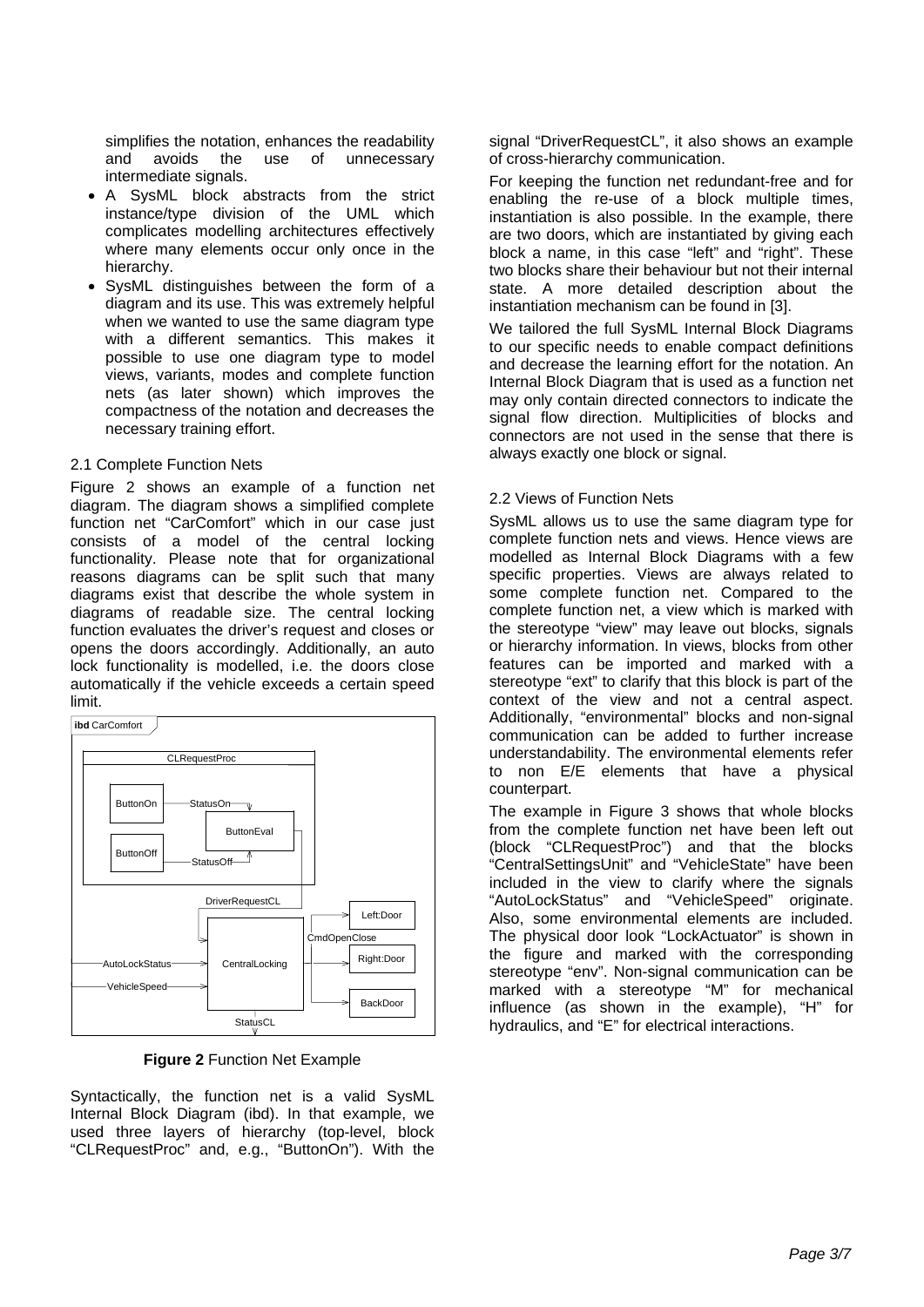simplifies the notation, enhances the readability and avoids the use of unnecessary intermediate signals.

- A SysML block abstracts from the strict instance/type division of the UML which complicates modelling architectures effectively where many elements occur only once in the hierarchy.
- SysML distinguishes between the form of a diagram and its use. This was extremely helpful when we wanted to use the same diagram type with a different semantics. This makes it possible to use one diagram type to model views, variants, modes and complete function nets (as later shown) which improves the compactness of the notation and decreases the necessary training effort.

### 2.1 Complete Function Nets

Figure 2 shows an example of a function net diagram. The diagram shows a simplified complete function net "CarComfort" which in our case just consists of a model of the central locking functionality. Please note that for organizational reasons diagrams can be split such that many diagrams exist that describe the whole system in diagrams of readable size. The central locking function evaluates the driver's request and closes or opens the doors accordingly. Additionally, an auto lock functionality is modelled, i.e. the doors close automatically if the vehicle exceeds a certain speed limit.

**Figure 2** Function Net Example

Syntactically, the function net is a valid SysML Internal Block Diagram (ibd). In that example, we used three layers of hierarchy (top-level, block "CLRequestProc" and, e.g., "ButtonOn"). With the signal "DriverRequestCL", it also shows an example of cross-hierarchy communication.

For keeping the function net redundant-free and for enabling the re-use of a block multiple times, instantiation is also possible. In the example, there are two doors, which are instantiated by giving each block a name, in this case "left" and "right". These two blocks share their behaviour but not their internal state. A more detailed description about the instantiation mechanism can be found in [3].

We tailored the full SysML Internal Block Diagrams to our specific needs to enable compact definitions and decrease the learning effort for the notation. An Internal Block Diagram that is used as a function net may only contain directed connectors to indicate the signal flow direction. Multiplicities of blocks and connectors are not used in the sense that there is always exactly one block or signal.

### 2.2 Views of Function Nets

SysML allows us to use the same diagram type for complete function nets and views. Hence views are modelled as Internal Block Diagrams with a few specific properties. Views are always related to some complete function net. Compared to the complete function net, a view which is marked with the stereotype "view" may leave out blocks, signals or hierarchy information. In views, blocks from other features can be imported and marked with a stereotype "ext" to clarify that this block is part of the context of the view and not a central aspect. Additionally, "environmental" blocks and non-signal communication can be added to further increase understandability. The environmental elements refer to non E/E elements that have a physical counterpart.

The example in Figure 3 shows that whole blocks from the complete function net have been left out (block "CLRequestProc") and that the blocks "CentralSettingsUnit" and "VehicleState" have been included in the view to clarify where the signals "AutoLockStatus" and "VehicleSpeed" originate. Also, some environmental elements are included. The physical door look "LockActuator" is shown in the figure and marked with the corresponding stereotype "env". Non-signal communication can be marked with a stereotype "M" for mechanical influence (as shown in the example), "H" for hydraulics, and "E" for electrical interactions.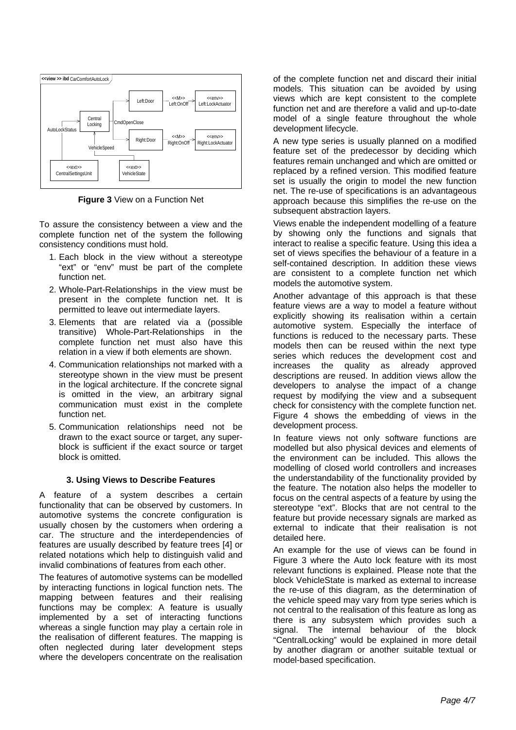**Figure 3** View on a Function Net

To assure the consistency between a view and the complete function net of the system the following consistency conditions must hold.

1. Each block in the view without a stereotype "ext" or "env" must be part of the complete function net.
2. Whole-Part-Relationships in the view must be present in the complete function net. It is permitted to leave out intermediate layers.
3. Elements that are related via a (possible transitive) Whole-Part-Relationships in the complete function net must also have this relation in a view if both elements are shown.
4. Communication relationships not marked with a stereotype shown in the view must be present in the logical architecture. If the concrete signal is omitted in the view, an arbitrary signal communication must exist in the complete function net.
5. Communication relationships need not be drawn to the exact source or target, any super-block is sufficient if the exact source or target block is omitted.

### 3. Using Views to Describe Features

A feature of a system describes a certain functionality that can be observed by customers. In automotive systems the concrete configuration is usually chosen by the customers when ordering a car. The structure and the interdependencies of features are usually described by feature trees [4] or related notations which help to distinguish valid and invalid combinations of features from each other.

The features of automotive systems can be modelled by interacting functions in logical function nets. The mapping between features and their realising functions may be complex: A feature is usually implemented by a set of interacting functions whereas a single function may play a certain role in the realisation of different features. The mapping is often neglected during later development steps where the developers concentrate on the realisation of the complete function net and discard their initial models. This situation can be avoided by using views which are kept consistent to the complete function net and are therefore a valid and up-to-date model of a single feature throughout the whole development lifecycle.

A new type series is usually planned on a modified feature set of the predecessor by deciding which features remain unchanged and which are omitted or replaced by a refined version. This modified feature set is usually the origin to model the new function net. The re-use of specifications is an advantageous approach because this simplifies the re-use on the subsequent abstraction layers.

Views enable the independent modelling of a feature by showing only the functions and signals that interact to realise a specific feature. Using this idea a set of views specifies the behaviour of a feature in a self-contained description. In addition these views are consistent to a complete function net which models the automotive system.

Another advantage of this approach is that these feature views are a way to model a feature without explicitly showing its realisation within a certain automotive system. Especially the interface of functions is reduced to the necessary parts. These models then can be reused within the next type series which reduces the development cost and increases the quality as already approved descriptions are reused. In addition views allow the developers to analyse the impact of a change request by modifying the view and a subsequent check for consistency with the complete function net. Figure 4 shows the embedding of views in the development process.

In feature views not only software functions are modelled but also physical devices and elements of the environment can be included. This allows the modelling of closed world controllers and increases the understandability of the functionality provided by the feature. The notation also helps the modeller to focus on the central aspects of a feature by using the stereotype "ext". Blocks that are not central to the feature but provide necessary signals are marked as external to indicate that their realisation is not detailed here.

An example for the use of views can be found in Figure 3 where the Auto lock feature with its most relevant functions is explained. Please note that the block VehicleState is marked as external to increase the re-use of this diagram, as the determination of the vehicle speed may vary from type series which is not central to the realisation of this feature as long as there is any subsystem which provides such a signal. The internal behaviour of the block "CentralLocking" would be explained in more detail by another diagram or another suitable textual or model-based specification.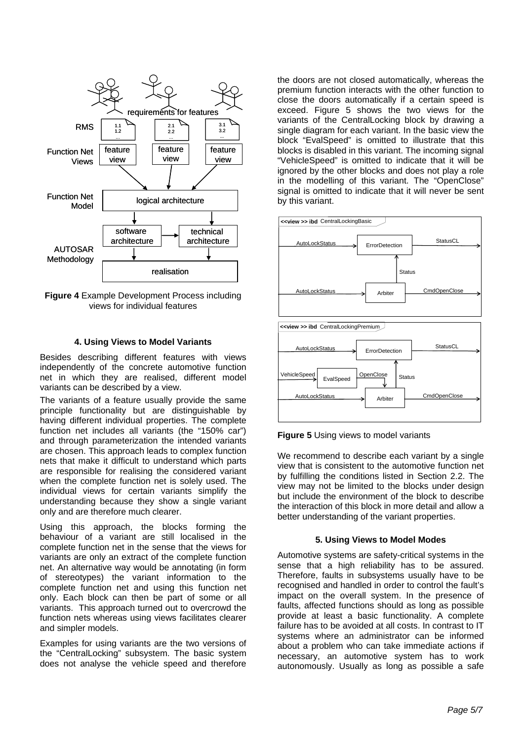**Figure 4** Example Development Process including views for individual features

## 4. Using Views to Model Variants

Besides describing different features with views independently of the concrete automotive function net in which they are realised, different model variants can be described by a view.

The variants of a feature usually provide the same principle functionality but are distinguishable by having different individual properties. The complete function net includes all variants (the "150% car") and through parameterization the intended variants are chosen. This approach leads to complex function nets that make it difficult to understand which parts are responsible for realising the considered variant when the complete function net is solely used. The individual views for certain variants simplify the understanding because they show a single variant only and are therefore much clearer.

Using this approach, the blocks forming the behaviour of a variant are still localised in the complete function net in the sense that the views for variants are only an extract of the complete function net. An alternative way would be annotating (in form of stereotypes) the variant information to the complete function net and using this function net only. Each block can then be part of some or all variants. This approach turned out to overcrowd the function nets whereas using views facilitates clearer and simpler models.

Examples for using variants are the two versions of the "CentralLocking" subsystem. The basic system does not analyse the vehicle speed and therefore the doors are not closed automatically, whereas the premium function interacts with the other function to close the doors automatically if a certain speed is exceed. Figure 5 shows the two views for the variants of the CentralLocking block by drawing a single diagram for each variant. In the basic view the block "EvalSpeed" is omitted to illustrate that this blocks is disabled in this variant. The incoming signal "VehicleSpeed" is omitted to indicate that it will be ignored by the other blocks and does not play a role in the modelling of this variant. The "OpenClose" signal is omitted to indicate that it will never be sent by this variant.

**Figure 5** Using views to model variants

We recommend to describe each variant by a single view that is consistent to the automotive function net by fulfilling the conditions listed in Section 2.2. The view may not be limited to the blocks under design but include the environment of the block to describe the interaction of this block in more detail and allow a better understanding of the variant properties.

## 5. Using Views to Model Modes

Automotive systems are safety-critical systems in the sense that a high reliability has to be assured. Therefore, faults in subsystems usually have to be recognised and handled in order to control the fault's impact on the overall system. In the presence of faults, affected functions should as long as possible provide at least a basic functionality. A complete failure has to be avoided at all costs. In contrast to IT systems where an administrator can be informed about a problem who can take immediate actions if necessary, an automotive system has to work autonomously. Usually as long as possible a safe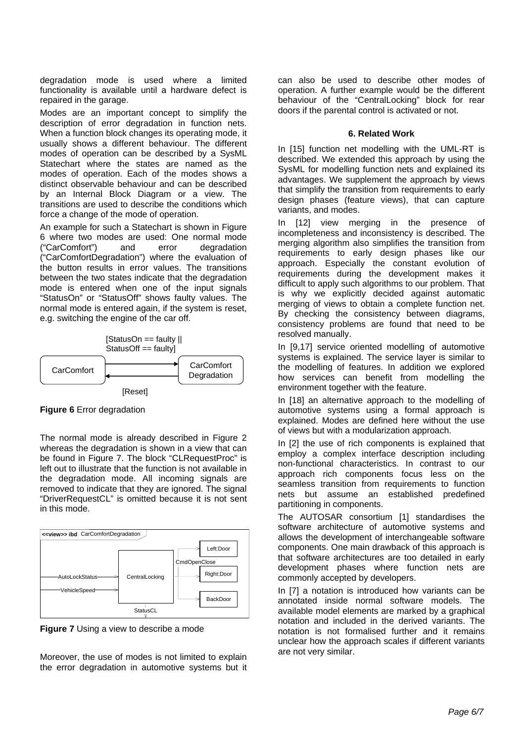degradation mode is used where a limited functionality is available until a hardware defect is repaired in the garage.

Modes are an important concept to simplify the description of error degradation in function nets. When a function block changes its operating mode, it usually shows a different behaviour. The different modes of operation can be described by a SysML Statechart where the states are named as the modes of operation. Each of the modes shows a distinct observable behaviour and can be described by an Internal Block Diagram or a view. The transitions are used to describe the conditions which force a change of the mode of operation.

An example for such a Statechart is shown in Figure 6 where two modes are used: One normal mode ("CarComfort") and error degradation ("CarComfortDegradation") where the evaluation of the button results in error values. The transitions between the two states indicate that the degradation mode is entered when one of the input signals "StatusOn" or "StatusOff" shows faulty values. The normal mode is entered again, if the system is reset, e.g. switching the engine of the car off.

**Figure 6** Error degradation

The normal mode is already described in Figure 2 whereas the degradation is shown in a view that can be found in Figure 7. The block "CLRequestProc" is left out to illustrate that the function is not available in the degradation mode. All incoming signals are removed to indicate that they are ignored. The signal "DriverRequestCL" is omitted because it is not sent in this mode.

**Figure 7** Using a view to describe a mode

Moreover, the use of modes is not limited to explain the error degradation in automotive systems but it can also be used to describe other modes of operation. A further example would be the different behaviour of the "CentralLocking" block for rear doors if the parental control is activated or not.

### 6. Related Work

In [15] function net modelling with the UML-RT is described. We extended this approach by using the SysML for modelling function nets and explained its advantages. We supplement the approach by views that simplify the transition from requirements to early design phases (feature views), that can capture variants, and modes.

In [12] view merging in the presence of incompleteness and inconsistency is described. The merging algorithm also simplifies the transition from requirements to early design phases like our approach. Especially the constant evolution of requirements during the development makes it difficult to apply such algorithms to our problem. That is why we explicitly decided against automatic merging of views to obtain a complete function net. By checking the consistency between diagrams, consistency problems are found that need to be resolved manually.

In [9,17] service oriented modelling of automotive systems is explained. The service layer is similar to the modelling of features. In addition we explored how services can benefit from modelling the environment together with the feature.

In [18] an alternative approach to the modelling of automotive systems using a formal approach is explained. Modes are defined here without the use of views but with a modularization approach.

In [2] the use of rich components is explained that employ a complex interface description including non-functional characteristics. In contrast to our approach rich components focus less on the seamless transition from requirements to function nets but assume an established predefined partitioning in components.

The AUTOSAR consortium [1] standardises the software architecture of automotive systems and allows the development of interchangeable software components. One main drawback of this approach is that software architectures are too detailed in early development phases where function nets are commonly accepted by developers.

In [7] a notation is introduced how variants can be annotated inside normal software models. The available model elements are marked by a graphical notation and included in the derived variants. The notation is not formalised further and it remains unclear how the approach scales if different variants are not very similar.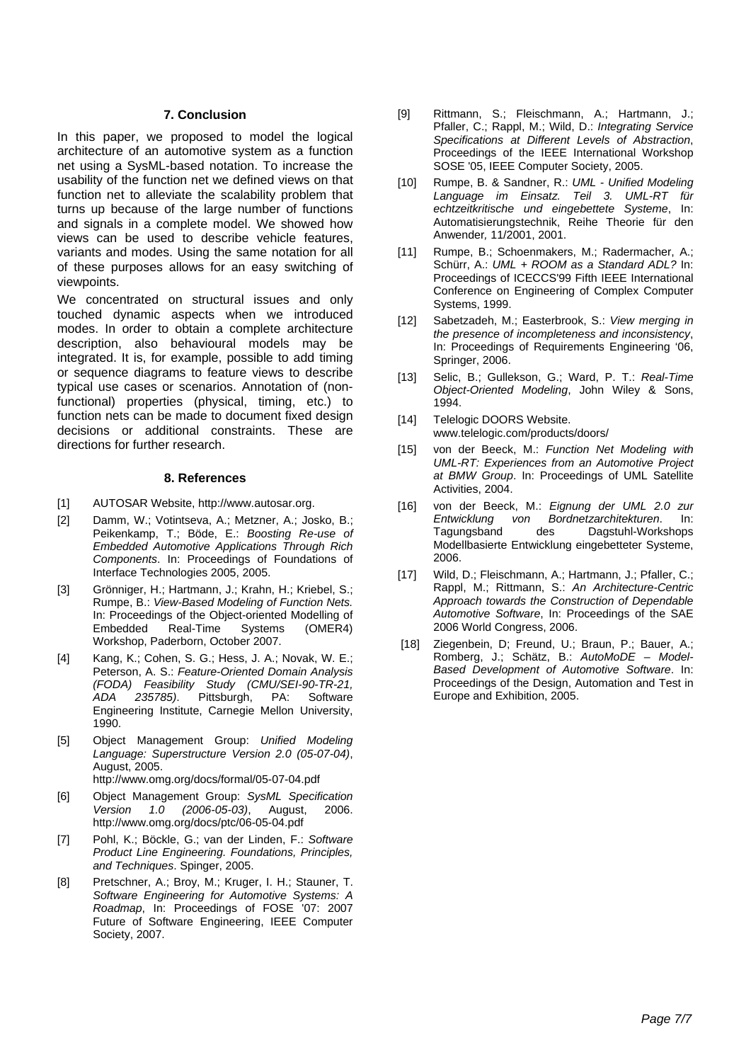## 7. Conclusion

In this paper, we proposed to model the logical architecture of an automotive system as a function net using a SysML-based notation. To increase the usability of the function net we defined views on that function net to alleviate the scalability problem that turns up because of the large number of functions and signals in a complete model. We showed how views can be used to describe vehicle features, variants and modes. Using the same notation for all of these purposes allows for an easy switching of viewpoints.

We concentrated on structural issues and only touched dynamic aspects when we introduced modes. In order to obtain a complete architecture description, also behavioural models may be integrated. It is, for example, possible to add timing or sequence diagrams to feature views to describe typical use cases or scenarios. Annotation of (non-functional) properties (physical, timing, etc.) to function nets can be made to document fixed design decisions or additional constraints. These are directions for further research.

## 8. References

[1] AUTOSAR Website, http://www.autosar.org.

[2] Damm, W.; Votintseva, A.; Metzner, A.; Josko, B.; Peikenkamp, T.; Böde, E.: *Boosting Re-use of Embedded Automotive Applications Through Rich Components*. In: Proceedings of Foundations of Interface Technologies 2005, 2005.

[3] Grönniger, H.; Hartmann, J.; Krahn, H.; Kriebel, S.; Rumpe, B.: *View-Based Modeling of Function Nets.* In: Proceedings of the Object-oriented Modelling of Embedded Real-Time Systems (OMER4) Workshop, Paderborn, October 2007.

[4] Kang, K.; Cohen, S. G.; Hess, J. A.; Novak, W. E.; Peterson, A. S.: *Feature-Oriented Domain Analysis (FODA) Feasibility Study (CMU/SEI-90-TR-21, ADA 235785)*. Pittsburgh, PA: Software Engineering Institute, Carnegie Mellon University, 1990.

[5] Object Management Group: *Unified Modeling Language: Superstructure Version 2.0 (05-07-04)*, August, 2005. http://www.omg.org/docs/formal/05-07-04.pdf

[6] Object Management Group: *SysML Specification Version 1.0 (2006-05-03)*, August, 2006. http://www.omg.org/docs/ptc/06-05-04.pdf

[7] Pohl, K.; Böckle, G.; van der Linden, F.: *Software Product Line Engineering. Foundations, Principles, and Techniques*. Spinger, 2005.

[8] Pretschner, A.; Broy, M.; Kruger, I. H.; Stauner, T. *Software Engineering for Automotive Systems: A Roadmap*, In: Proceedings of FOSE '07: 2007 Future of Software Engineering, IEEE Computer Society, 2007.

[9] Rittmann, S.; Fleischmann, A.; Hartmann, J.; Pfaller, C.; Rappl, M.; Wild, D.: *Integrating Service Specifications at Different Levels of Abstraction*, Proceedings of the IEEE International Workshop SOSE '05, IEEE Computer Society, 2005.

[10] Rumpe, B. & Sandner, R.: *UML - Unified Modeling Language im Einsatz. Teil 3. UML-RT für echtzeitkritische und eingebettete Systeme*, In: Automatisierungstechnik, Reihe Theorie für den Anwender, 11/2001, 2001.

[11] Rumpe, B.; Schoenmakers, M.; Radermacher, A.; Schürr, A.: *UML + ROOM as a Standard ADL?* In: Proceedings of ICECCS'99 Fifth IEEE International Conference on Engineering of Complex Computer Systems, 1999.

[12] Sabetzadeh, M.; Easterbrook, S.: *View merging in the presence of incompleteness and inconsistency*, In: Proceedings of Requirements Engineering '06, Springer, 2006.

[13] Selic, B.; Gullekson, G.; Ward, P. T.: *Real-Time Object-Oriented Modeling*, John Wiley & Sons, 1994.

[14] Telelogic DOORS Website. www.telelogic.com/products/doors/

[15] von der Beeck, M.: *Function Net Modeling with UML-RT: Experiences from an Automotive Project at BMW Group*. In: Proceedings of UML Satellite Activities, 2004.

[16] von der Beeck, M.: *Eignung der UML 2.0 zur Entwicklung von Bordnetzarchitekturen*. In: Tagungsband des Dagstuhl-Workshops Modellbasierte Entwicklung eingebetteter Systeme, 2006.

[17] Wild, D.; Fleischmann, A.; Hartmann, J.; Pfaller, C.; Rappl, M.; Rittmann, S.: *An Architecture-Centric Approach towards the Construction of Dependable Automotive Software*, In: Proceedings of the SAE 2006 World Congress, 2006.

[18] Ziegenbein, D; Freund, U.; Braun, P.; Bauer, A.; Romberg, J.; Schätz, B.: *AutoMoDE – Model-Based Development of Automotive Software*. In: Proceedings of the Design, Automation and Test in Europe and Exhibition, 2005.